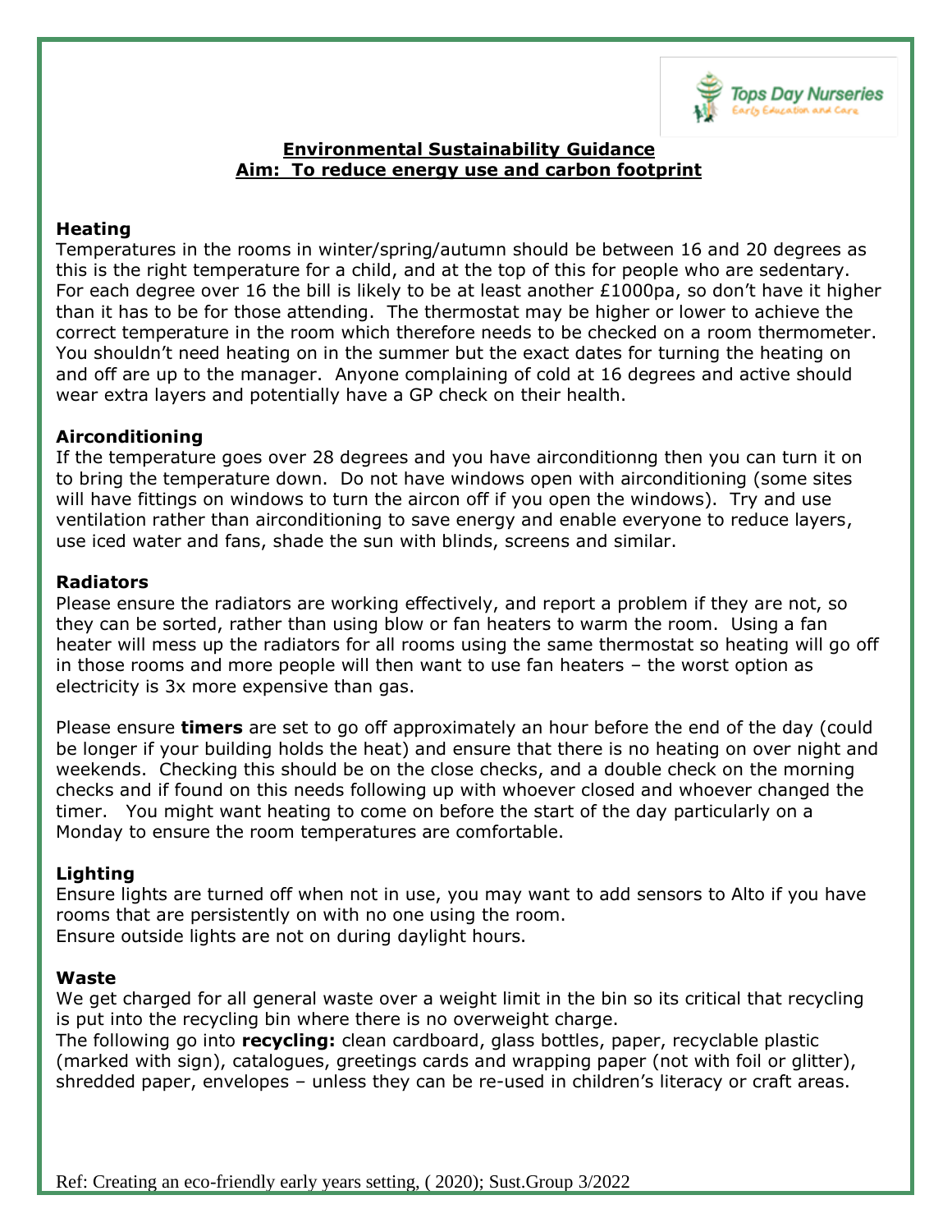Tops Day Nurseries
Early Education and Care

## Environmental Sustainability Guidance

## Aim: To reduce energy use and carbon footprint

### Heating

Temperatures in the rooms in winter/spring/autumn should be between 16 and 20 degrees as this is the right temperature for a child, and at the top of this for people who are sedentary. For each degree over 16 the bill is likely to be at least another £1000pa, so don't have it higher than it has to be for those attending. The thermostat may be higher or lower to achieve the correct temperature in the room which therefore needs to be checked on a room thermometer. You shouldn't need heating on in the summer but the exact dates for turning the heating on and off are up to the manager. Anyone complaining of cold at 16 degrees and active should wear extra layers and potentially have a GP check on their health.

### Airconditioning

If the temperature goes over 28 degrees and you have airconditionng then you can turn it on to bring the temperature down. Do not have windows open with airconditioning (some sites will have fittings on windows to turn the aircon off if you open the windows). Try and use ventilation rather than airconditioning to save energy and enable everyone to reduce layers, use iced water and fans, shade the sun with blinds, screens and similar.

### Radiators

Please ensure the radiators are working effectively, and report a problem if they are not, so they can be sorted, rather than using blow or fan heaters to warm the room. Using a fan heater will mess up the radiators for all rooms using the same thermostat so heating will go off in those rooms and more people will then want to use fan heaters – the worst option as electricity is 3x more expensive than gas.

Please ensure **timers** are set to go off approximately an hour before the end of the day (could be longer if your building holds the heat) and ensure that there is no heating on over night and weekends. Checking this should be on the close checks, and a double check on the morning checks and if found on this needs following up with whoever closed and whoever changed the timer. You might want heating to come on before the start of the day particularly on a Monday to ensure the room temperatures are comfortable.

### Lighting

Ensure lights are turned off when not in use, you may want to add sensors to Alto if you have rooms that are persistently on with no one using the room.
Ensure outside lights are not on during daylight hours.

### Waste

We get charged for all general waste over a weight limit in the bin so its critical that recycling is put into the recycling bin where there is no overweight charge.
The following go into **recycling:** clean cardboard, glass bottles, paper, recyclable plastic (marked with sign), catalogues, greetings cards and wrapping paper (not with foil or glitter), shredded paper, envelopes – unless they can be re-used in children's literacy or craft areas.

Ref: Creating an eco-friendly early years setting, ( 2020); Sust.Group 3/2022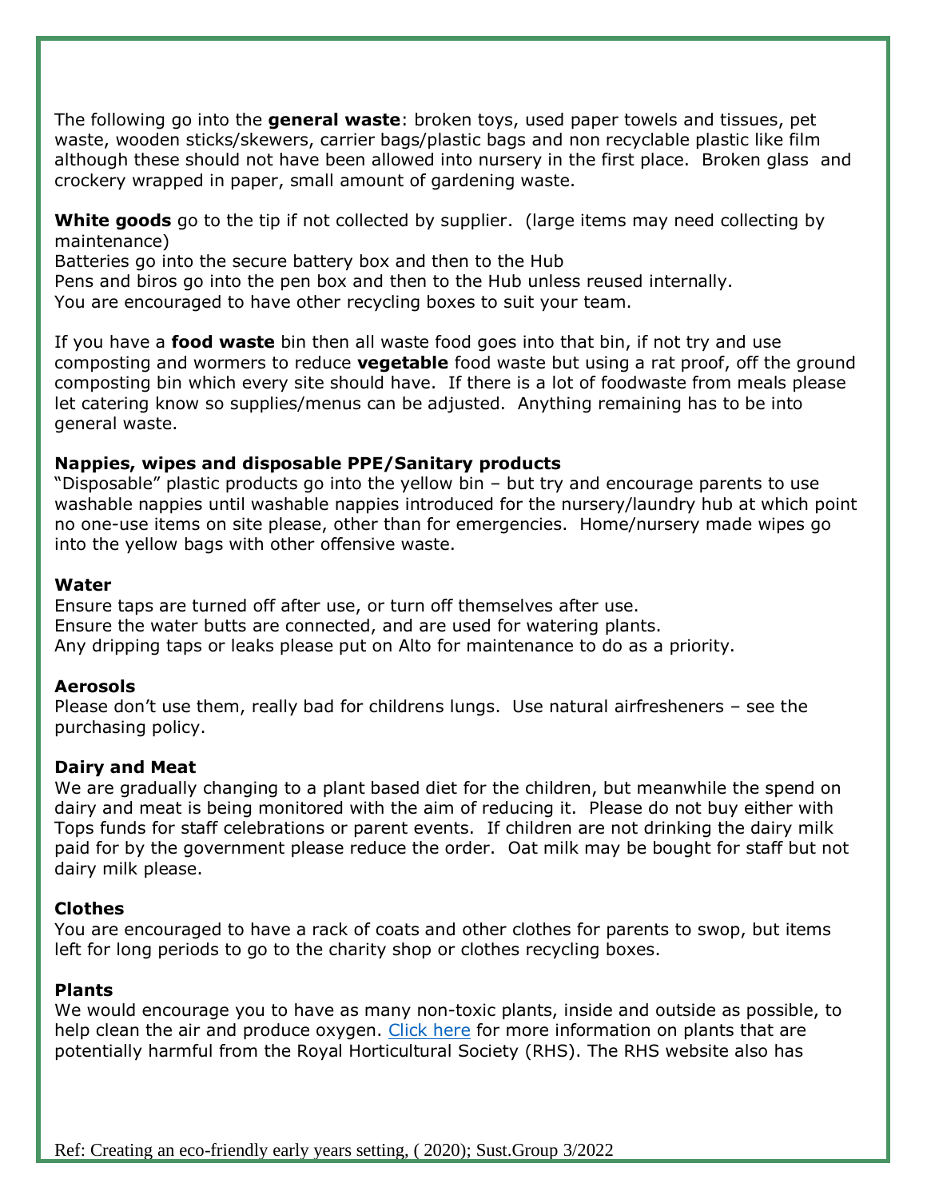The following go into the **general waste**: broken toys, used paper towels and tissues, pet waste, wooden sticks/skewers, carrier bags/plastic bags and non recyclable plastic like film although these should not have been allowed into nursery in the first place. Broken glass and crockery wrapped in paper, small amount of gardening waste.

**White goods** go to the tip if not collected by supplier. (large items may need collecting by maintenance)
Batteries go into the secure battery box and then to the Hub
Pens and biros go into the pen box and then to the Hub unless reused internally.
You are encouraged to have other recycling boxes to suit your team.

If you have a **food waste** bin then all waste food goes into that bin, if not try and use composting and wormers to reduce **vegetable** food waste but using a rat proof, off the ground composting bin which every site should have. If there is a lot of foodwaste from meals please let catering know so supplies/menus can be adjusted. Anything remaining has to be into general waste.

**Nappies, wipes and disposable PPE/Sanitary products**
"Disposable" plastic products go into the yellow bin – but try and encourage parents to use washable nappies until washable nappies introduced for the nursery/laundry hub at which point no one-use items on site please, other than for emergencies. Home/nursery made wipes go into the yellow bags with other offensive waste.

**Water**
Ensure taps are turned off after use, or turn off themselves after use.
Ensure the water butts are connected, and are used for watering plants.
Any dripping taps or leaks please put on Alto for maintenance to do as a priority.

**Aerosols**
Please don't use them, really bad for childrens lungs. Use natural airfresheners – see the purchasing policy.

**Dairy and Meat**
We are gradually changing to a plant based diet for the children, but meanwhile the spend on dairy and meat is being monitored with the aim of reducing it. Please do not buy either with Tops funds for staff celebrations or parent events. If children are not drinking the dairy milk paid for by the government please reduce the order. Oat milk may be bought for staff but not dairy milk please.

**Clothes**
You are encouraged to have a rack of coats and other clothes for parents to swop, but items left for long periods to go to the charity shop or clothes recycling boxes.

**Plants**
We would encourage you to have as many non-toxic plants, inside and outside as possible, to help clean the air and produce oxygen. [Click here]() for more information on plants that are potentially harmful from the Royal Horticultural Society (RHS). The RHS website also has

Ref: Creating an eco-friendly early years setting, ( 2020); Sust.Group 3/2022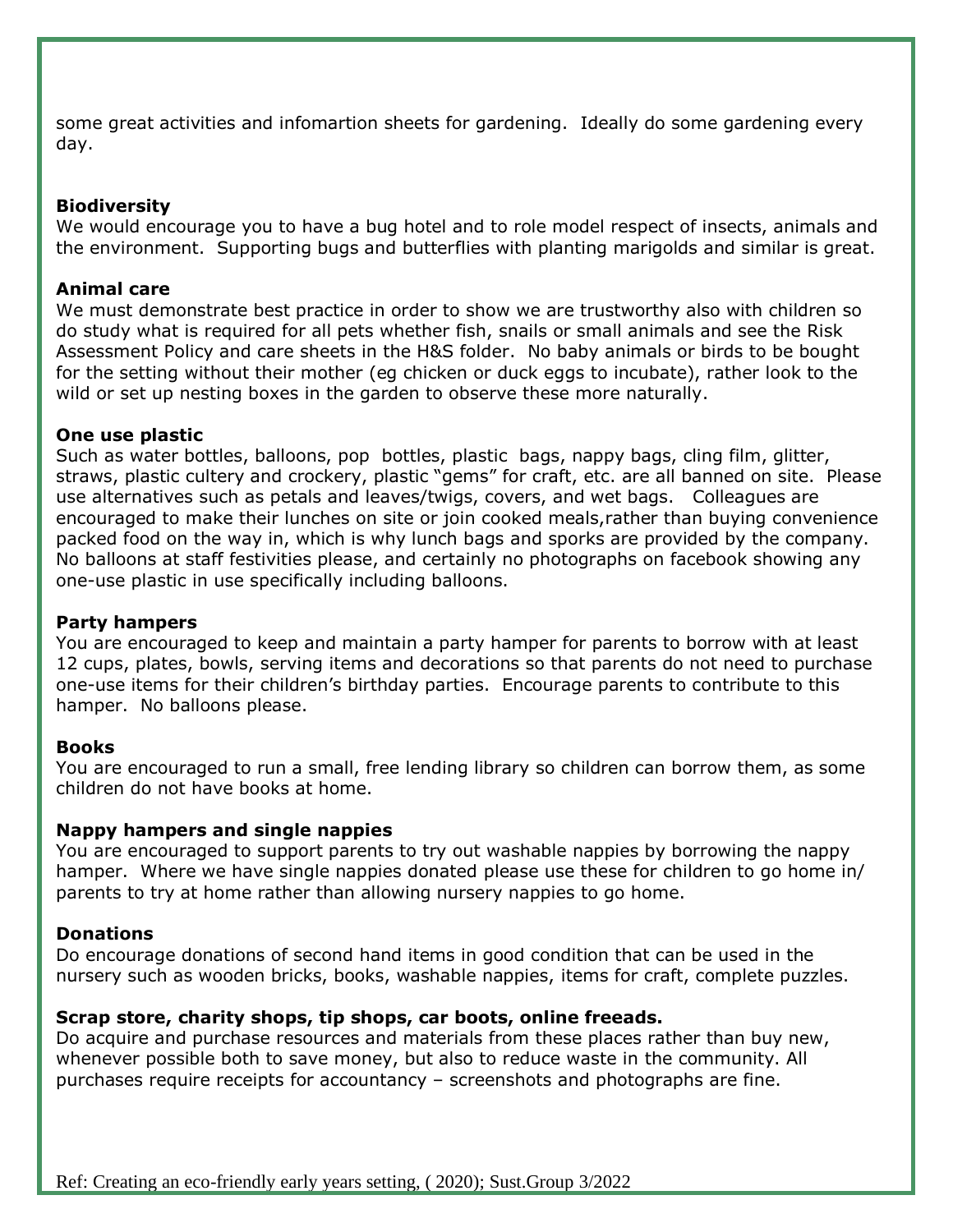some great activities and infomartion sheets for gardening. Ideally do some gardening every day.

**Biodiversity**
We would encourage you to have a bug hotel and to role model respect of insects, animals and the environment. Supporting bugs and butterflies with planting marigolds and similar is great.

**Animal care**
We must demonstrate best practice in order to show we are trustworthy also with children so do study what is required for all pets whether fish, snails or small animals and see the Risk Assessment Policy and care sheets in the H&S folder. No baby animals or birds to be bought for the setting without their mother (eg chicken or duck eggs to incubate), rather look to the wild or set up nesting boxes in the garden to observe these more naturally.

**One use plastic**
Such as water bottles, balloons, pop bottles, plastic bags, nappy bags, cling film, glitter, straws, plastic cultery and crockery, plastic "gems" for craft, etc. are all banned on site. Please use alternatives such as petals and leaves/twigs, covers, and wet bags. Colleagues are encouraged to make their lunches on site or join cooked meals,rather than buying convenience packed food on the way in, which is why lunch bags and sporks are provided by the company. No balloons at staff festivities please, and certainly no photographs on facebook showing any one-use plastic in use specifically including balloons.

**Party hampers**
You are encouraged to keep and maintain a party hamper for parents to borrow with at least 12 cups, plates, bowls, serving items and decorations so that parents do not need to purchase one-use items for their children's birthday parties. Encourage parents to contribute to this hamper. No balloons please.

**Books**
You are encouraged to run a small, free lending library so children can borrow them, as some children do not have books at home.

**Nappy hampers and single nappies**
You are encouraged to support parents to try out washable nappies by borrowing the nappy hamper. Where we have single nappies donated please use these for children to go home in/ parents to try at home rather than allowing nursery nappies to go home.

**Donations**
Do encourage donations of second hand items in good condition that can be used in the nursery such as wooden bricks, books, washable nappies, items for craft, complete puzzles.

**Scrap store, charity shops, tip shops, car boots, online freeads.**
Do acquire and purchase resources and materials from these places rather than buy new, whenever possible both to save money, but also to reduce waste in the community. All purchases require receipts for accountancy – screenshots and photographs are fine.

Ref: Creating an eco-friendly early years setting, ( 2020); Sust.Group 3/2022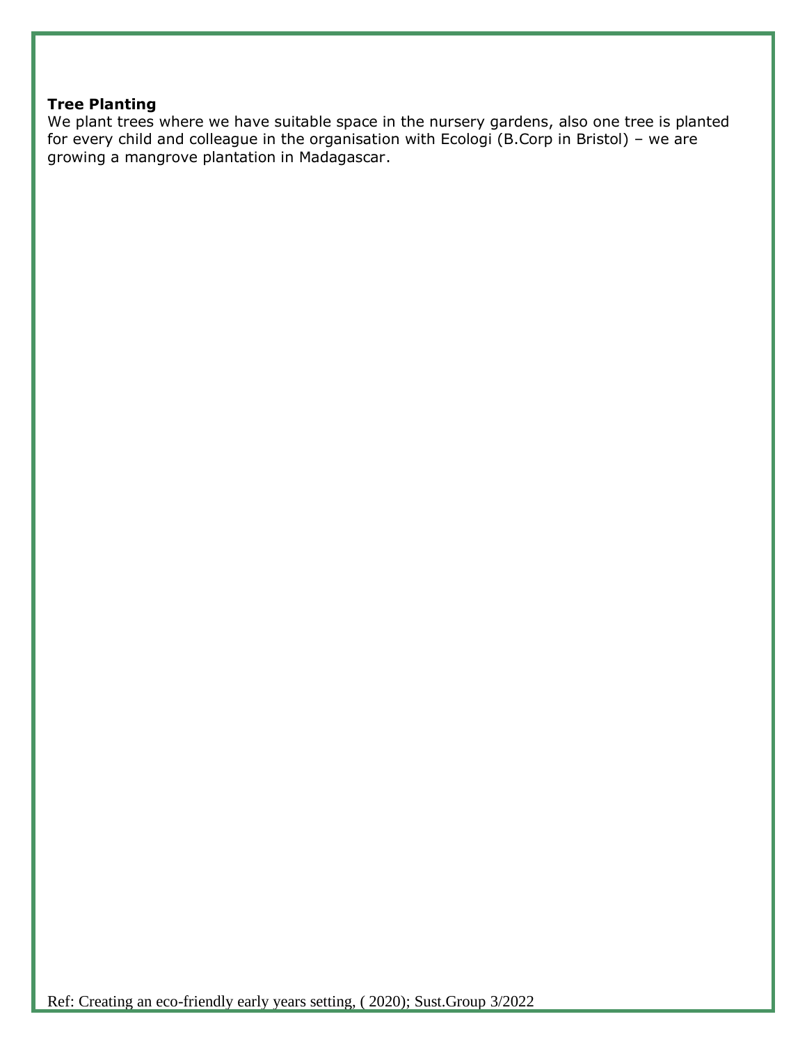**Tree Planting**

We plant trees where we have suitable space in the nursery gardens, also one tree is planted for every child and colleague in the organisation with Ecologi (B.Corp in Bristol) – we are growing a mangrove plantation in Madagascar.

Ref: Creating an eco-friendly early years setting, ( 2020); Sust.Group 3/2022